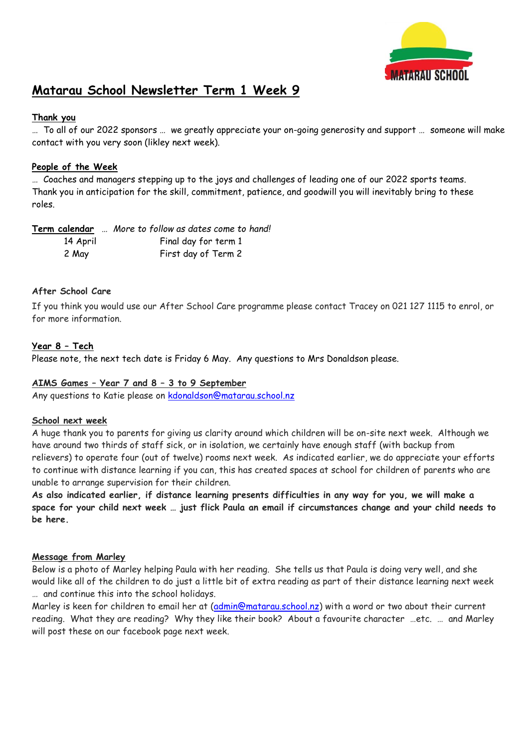# Matarau School Newsletter Term 1 Week 9

**Thank you**

… To all of our 2022 sponsors … we greatly appreciate your on-going generosity and support … someone will make contact with you very soon (likley next week).

**People of the Week**

… Coaches and managers stepping up to the joys and challenges of leading one of our 2022 sports teams. Thank you in anticipation for the skill, commitment, patience, and goodwill you will inevitably bring to these roles.

**Term calendar** … *More to follow as dates come to hand!*

| | |
|---|---|
| 14 April | Final day for term 1 |
| 2 May | First day of Term 2 |

**After School Care**

If you think you would use our After School Care programme please contact Tracey on 021 127 1115 to enrol, or for more information.

**Year 8 – Tech**

Please note, the next tech date is Friday 6 May. Any questions to Mrs Donaldson please.

**AIMS Games – Year 7 and 8 – 3 to 9 September**

Any questions to Katie please on kdonaldson@matarau.school.nz

**School next week**

A huge thank you to parents for giving us clarity around which children will be on-site next week. Although we have around two thirds of staff sick, or in isolation, we certainly have enough staff (with backup from relievers) to operate four (out of twelve) rooms next week. As indicated earlier, we do appreciate your efforts to continue with distance learning if you can, this has created spaces at school for children of parents who are unable to arrange supervision for their children.

**As also indicated earlier, if distance learning presents difficulties in any way for you, we will make a space for your child next week … just flick Paula an email if circumstances change and your child needs to be here.**

**Message from Marley**

Below is a photo of Marley helping Paula with her reading. She tells us that Paula is doing very well, and she would like all of the children to do just a little bit of extra reading as part of their distance learning next week … and continue this into the school holidays.

Marley is keen for children to email her at (admin@matarau.school.nz) with a word or two about their current reading. What they are reading? Why they like their book? About a favourite character …etc. … and Marley will post these on our facebook page next week.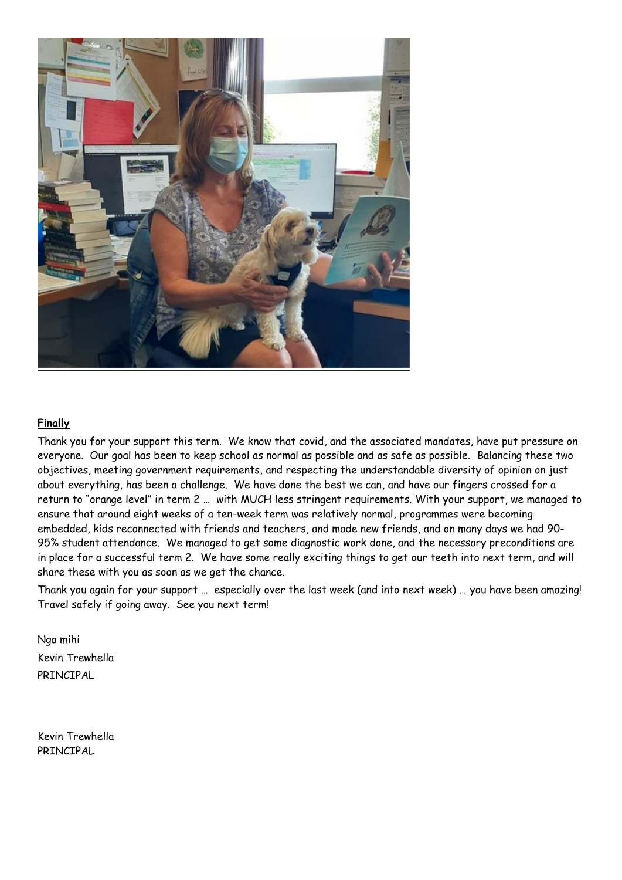**Finally**

Thank you for your support this term. We know that covid, and the associated mandates, have put pressure on everyone. Our goal has been to keep school as normal as possible and as safe as possible. Balancing these two objectives, meeting government requirements, and respecting the understandable diversity of opinion on just about everything, has been a challenge. We have done the best we can, and have our fingers crossed for a return to "orange level" in term 2 … with MUCH less stringent requirements. With your support, we managed to ensure that around eight weeks of a ten-week term was relatively normal, programmes were becoming embedded, kids reconnected with friends and teachers, and made new friends, and on many days we had 90-95% student attendance. We managed to get some diagnostic work done, and the necessary preconditions are in place for a successful term 2. We have some really exciting things to get our teeth into next term, and will share these with you as soon as we get the chance.

Thank you again for your support … especially over the last week (and into next week) … you have been amazing! Travel safely if going away. See you next term!

Nga mihi
Kevin Trewhella
PRINCIPAL

Kevin Trewhella
PRINCIPAL